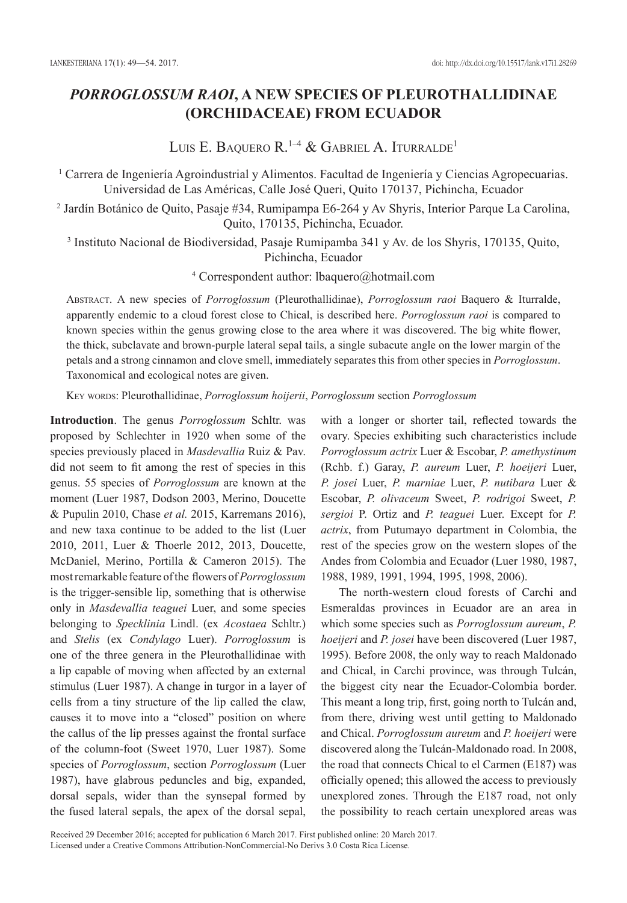# *PORROGLOSSUM RAOI*, A NEW SPECIES OF PLEUROTHALLIDINAE (ORCHIDACEAE) FROM ECUADOR

Luis E. Baquero R.[1–4] & Gabriel A. Iturralde[1]

[1] Carrera de Ingeniería Agroindustrial y Alimentos. Facultad de Ingeniería y Ciencias Agropecuarias. Universidad de Las Américas, Calle José Queri, Quito 170137, Pichincha, Ecuador

[2] Jardín Botánico de Quito, Pasaje #34, Rumipampa E6-264 y Av Shyris, Interior Parque La Carolina, Quito, 170135, Pichincha, Ecuador.

[3] Instituto Nacional de Biodiversidad, Pasaje Rumipamba 341 y Av. de los Shyris, 170135, Quito, Pichincha, Ecuador

[4] Correspondent author: lbaquero@hotmail.com

Abstract. A new species of *Porroglossum* (Pleurothallidinae), *Porroglossum raoi* Baquero & Iturralde, apparently endemic to a cloud forest close to Chical, is described here. *Porroglossum raoi* is compared to known species within the genus growing close to the area where it was discovered. The big white flower, the thick, subclavate and brown-purple lateral sepal tails, a single subacute angle on the lower margin of the petals and a strong cinnamon and clove smell, immediately separates this from other species in *Porroglossum*. Taxonomical and ecological notes are given.

Key words: Pleurothallidinae, *Porroglossum hoijerii*, *Porroglossum* section *Porroglossum*

**Introduction**. The genus *Porroglossum* Schltr. was proposed by Schlechter in 1920 when some of the species previously placed in *Masdevallia* Ruiz & Pav. did not seem to fit among the rest of species in this genus. 55 species of *Porroglossum* are known at the moment (Luer 1987, Dodson 2003, Merino, Doucette & Pupulin 2010, Chase *et al.* 2015, Karremans 2016), and new taxa continue to be added to the list (Luer 2010, 2011, Luer & Thoerle 2012, 2013, Doucette, McDaniel, Merino, Portilla & Cameron 2015). The most remarkable feature of the flowers of *Porroglossum* is the trigger-sensible lip, something that is otherwise only in *Masdevallia teaguei* Luer, and some species belonging to *Specklinia* Lindl. (ex *Acostaea* Schltr.) and *Stelis* (ex *Condylago* Luer). *Porroglossum* is one of the three genera in the Pleurothallidinae with a lip capable of moving when affected by an external stimulus (Luer 1987). A change in turgor in a layer of cells from a tiny structure of the lip called the claw, causes it to move into a "closed" position on where the callus of the lip presses against the frontal surface of the column-foot (Sweet 1970, Luer 1987). Some species of *Porroglossum*, section *Porroglossum* (Luer 1987), have glabrous peduncles and big, expanded, dorsal sepals, wider than the synsepal formed by the fused lateral sepals, the apex of the dorsal sepal, with a longer or shorter tail, reflected towards the ovary. Species exhibiting such characteristics include *Porroglossum actrix* Luer & Escobar, *P. amethystinum* (Rchb. f.) Garay, *P. aureum* Luer, *P. hoeijeri* Luer, *P. josei* Luer, *P. marniae* Luer, *P. nutibara* Luer & Escobar, *P. olivaceum* Sweet, *P. rodrigoi* Sweet, *P. sergioi* P. Ortiz and *P. teaguei* Luer. Except for *P. actrix*, from Putumayo department in Colombia, the rest of the species grow on the western slopes of the Andes from Colombia and Ecuador (Luer 1980, 1987, 1988, 1989, 1991, 1994, 1995, 1998, 2006).

The north-western cloud forests of Carchi and Esmeraldas provinces in Ecuador are an area in which some species such as *Porroglossum aureum*, *P. hoeijeri* and *P. josei* have been discovered (Luer 1987, 1995). Before 2008, the only way to reach Maldonado and Chical, in Carchi province, was through Tulcán, the biggest city near the Ecuador-Colombia border. This meant a long trip, first, going north to Tulcán and, from there, driving west until getting to Maldonado and Chical. *Porroglossum aureum* and *P. hoeijeri* were discovered along the Tulcán-Maldonado road. In 2008, the road that connects Chical to el Carmen (E187) was officially opened; this allowed the access to previously unexplored zones. Through the E187 road, not only the possibility to reach certain unexplored areas was

Received 29 December 2016; accepted for publication 6 March 2017. First published online: 20 March 2017.
Licensed under a Creative Commons Attribution-NonCommercial-No Derivs 3.0 Costa Rica License.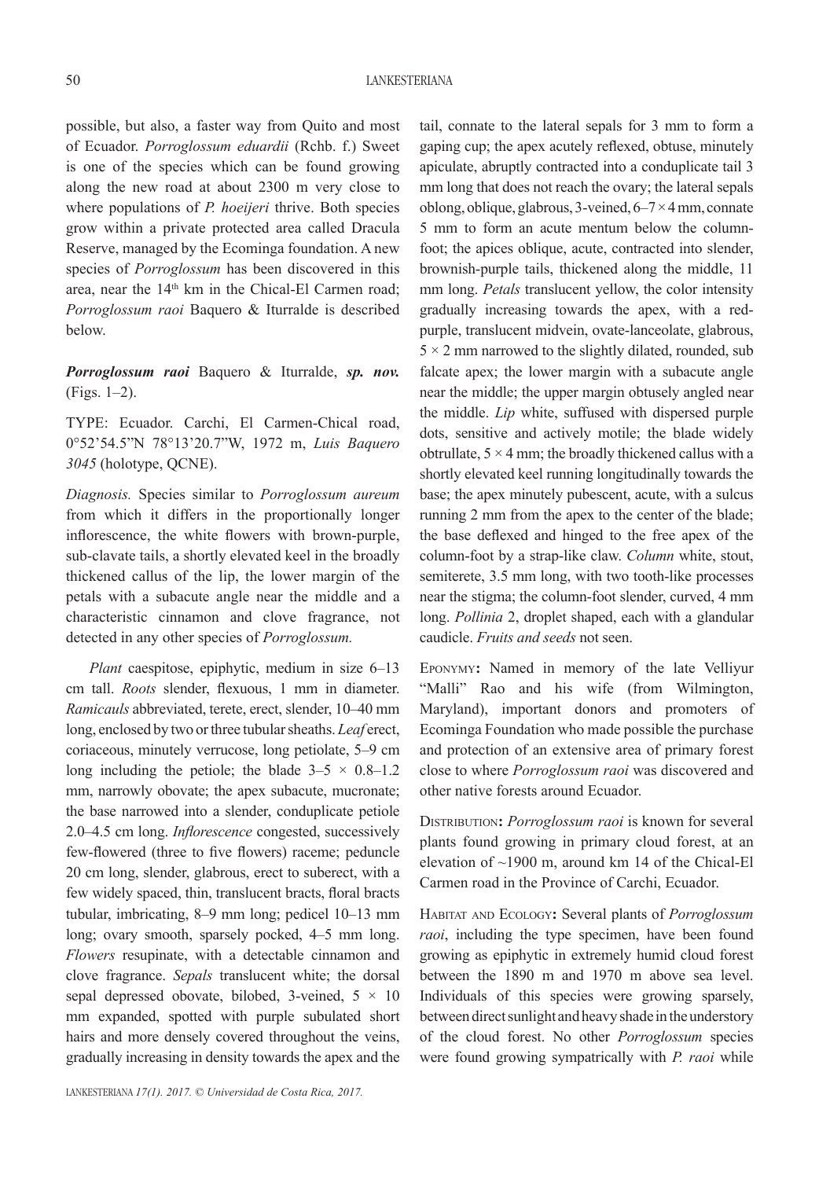possible, but also, a faster way from Quito and most of Ecuador. *Porroglossum eduardii* (Rchb. f.) Sweet is one of the species which can be found growing along the new road at about 2300 m very close to where populations of *P. hoeijeri* thrive. Both species grow within a private protected area called Dracula Reserve, managed by the Ecominga foundation. A new species of *Porroglossum* has been discovered in this area, near the 14th km in the Chical-El Carmen road; *Porroglossum raoi* Baquero & Iturralde is described below.

***Porroglossum raoi*** Baquero & Iturralde, ***sp. nov.*** (Figs. 1–2).

TYPE: Ecuador. Carchi, El Carmen-Chical road, 0°52'54.5"N 78°13'20.7"W, 1972 m, *Luis Baquero 3045* (holotype, QCNE).

*Diagnosis.* Species similar to *Porroglossum aureum* from which it differs in the proportionally longer inflorescence, the white flowers with brown-purple, sub-clavate tails, a shortly elevated keel in the broadly thickened callus of the lip, the lower margin of the petals with a subacute angle near the middle and a characteristic cinnamon and clove fragrance, not detected in any other species of *Porroglossum.*

*Plant* caespitose, epiphytic, medium in size 6–13 cm tall. *Roots* slender, flexuous, 1 mm in diameter. *Ramicauls* abbreviated, terete, erect, slender, 10–40 mm long, enclosed by two or three tubular sheaths. *Leaf* erect, coriaceous, minutely verrucose, long petiolate, 5–9 cm long including the petiole; the blade 3–5 × 0.8–1.2 mm, narrowly obovate; the apex subacute, mucronate; the base narrowed into a slender, conduplicate petiole 2.0–4.5 cm long. *Inflorescence* congested, successively few-flowered (three to five flowers) raceme; peduncle 20 cm long, slender, glabrous, erect to suberect, with a few widely spaced, thin, translucent bracts, floral bracts tubular, imbricating, 8–9 mm long; pedicel 10–13 mm long; ovary smooth, sparsely pocked, 4–5 mm long. *Flowers* resupinate, with a detectable cinnamon and clove fragrance. *Sepals* translucent white; the dorsal sepal depressed obovate, bilobed, 3-veined, 5 × 10 mm expanded, spotted with purple subulated short hairs and more densely covered throughout the veins, gradually increasing in density towards the apex and the tail, connate to the lateral sepals for 3 mm to form a gaping cup; the apex acutely reflexed, obtuse, minutely apiculate, abruptly contracted into a conduplicate tail 3 mm long that does not reach the ovary; the lateral sepals oblong, oblique, glabrous, 3-veined, 6–7 × 4 mm, connate 5 mm to form an acute mentum below the column-foot; the apices oblique, acute, contracted into slender, brownish-purple tails, thickened along the middle, 11 mm long. *Petals* translucent yellow, the color intensity gradually increasing towards the apex, with a red-purple, translucent midvein, ovate-lanceolate, glabrous, 5 × 2 mm narrowed to the slightly dilated, rounded, sub falcate apex; the lower margin with a subacute angle near the middle; the upper margin obtusely angled near the middle. *Lip* white, suffused with dispersed purple dots, sensitive and actively motile; the blade widely obtrullate, 5 × 4 mm; the broadly thickened callus with a shortly elevated keel running longitudinally towards the base; the apex minutely pubescent, acute, with a sulcus running 2 mm from the apex to the center of the blade; the base deflexed and hinged to the free apex of the column-foot by a strap-like claw. *Column* white, stout, semiterete, 3.5 mm long, with two tooth-like processes near the stigma; the column-foot slender, curved, 4 mm long. *Pollinia* 2, droplet shaped, each with a glandular caudicle. *Fruits and seeds* not seen.

EPONYMY**:** Named in memory of the late Velliyur "Malli" Rao and his wife (from Wilmington, Maryland), important donors and promoters of Ecominga Foundation who made possible the purchase and protection of an extensive area of primary forest close to where *Porroglossum raoi* was discovered and other native forests around Ecuador.

DISTRIBUTION**:** *Porroglossum raoi* is known for several plants found growing in primary cloud forest, at an elevation of ~1900 m, around km 14 of the Chical-El Carmen road in the Province of Carchi, Ecuador.

HABITAT AND ECOLOGY**:** Several plants of *Porroglossum raoi*, including the type specimen, have been found growing as epiphytic in extremely humid cloud forest between the 1890 m and 1970 m above sea level. Individuals of this species were growing sparsely, between direct sunlight and heavy shade in the understory of the cloud forest. No other *Porroglossum* species were found growing sympatrically with *P. raoi* while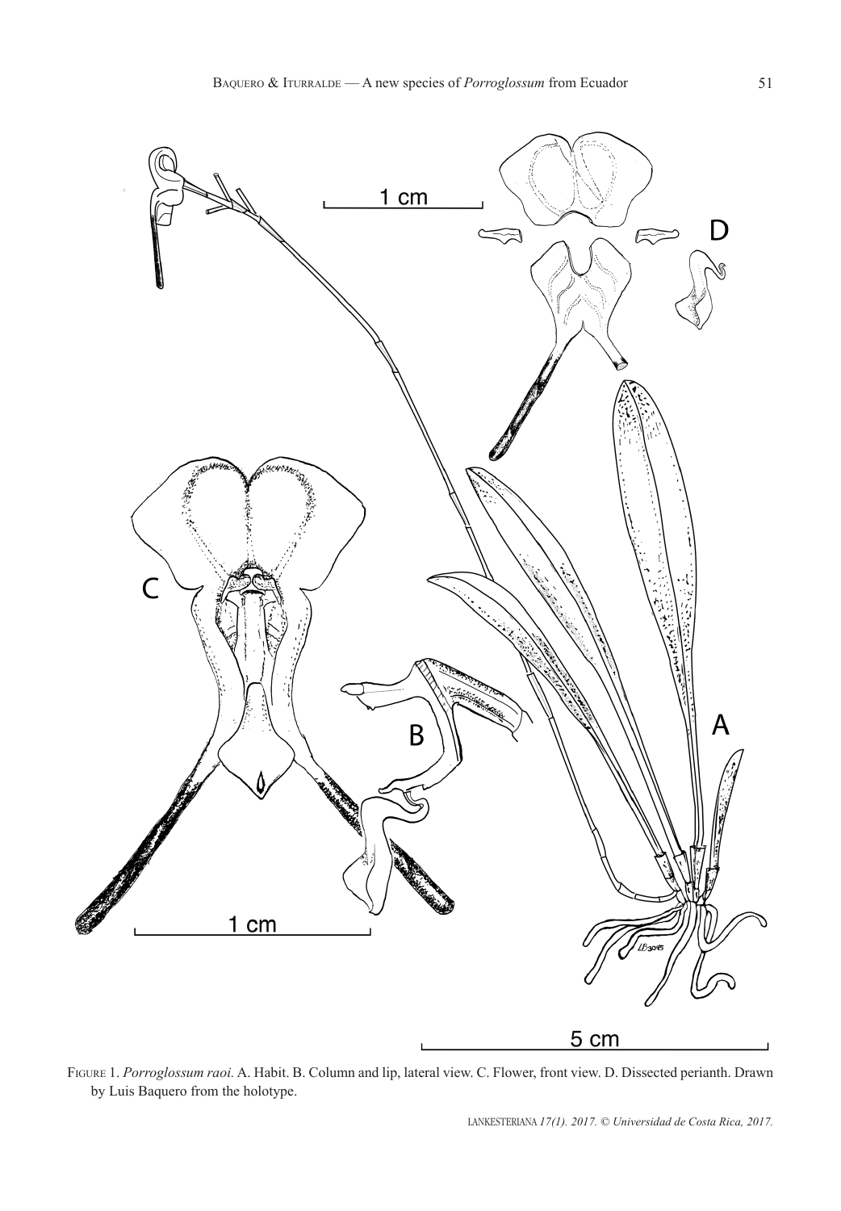Figure 1. *Porroglossum raoi.* A. Habit. B. Column and lip, lateral view. C. Flower, front view. D. Dissected perianth. Drawn by Luis Baquero from the holotype.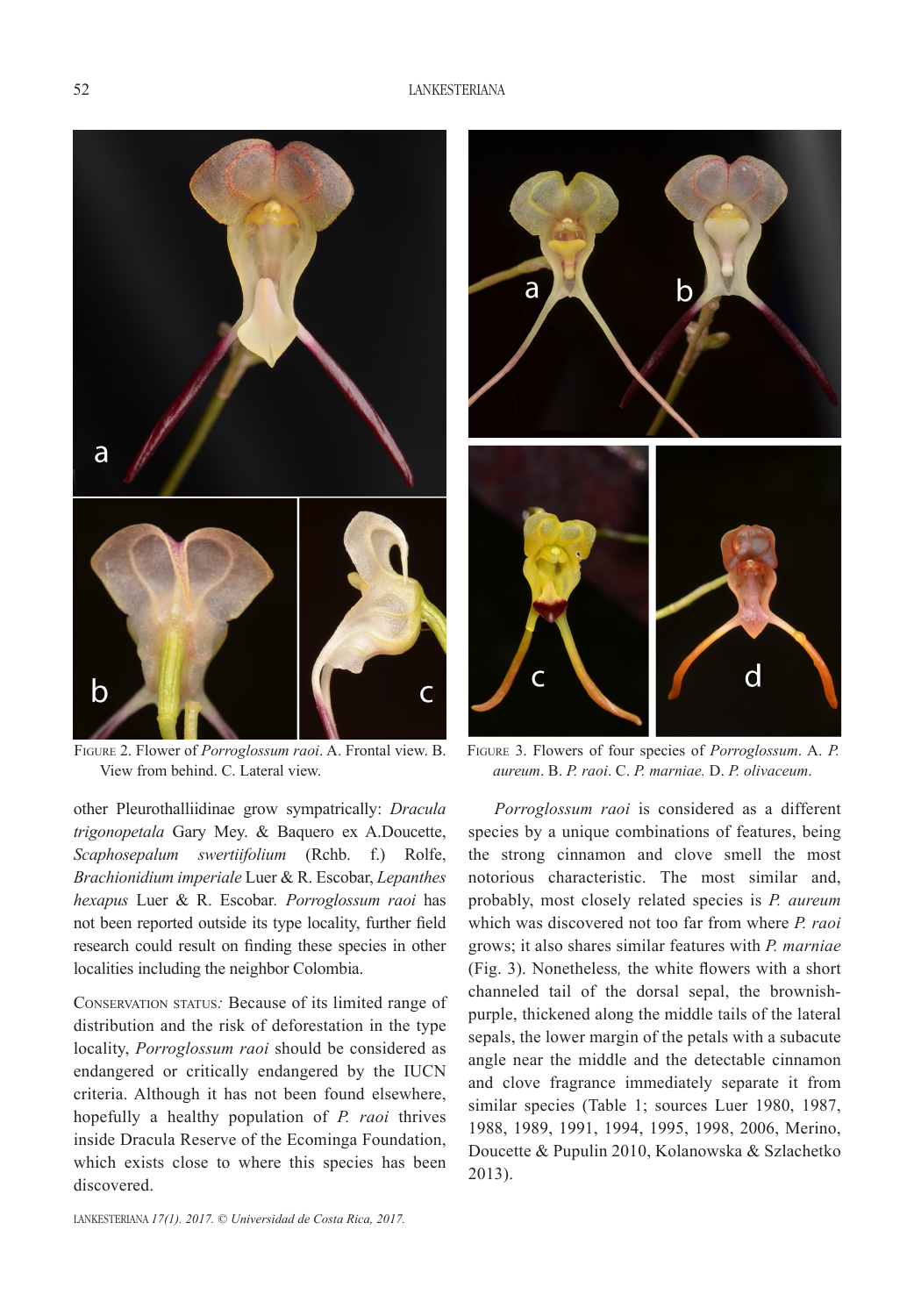FIGURE 2. Flower of *Porroglossum raoi*. A. Frontal view. B. View from behind. C. Lateral view.

FIGURE 3. Flowers of four species of *Porroglossum*. A. *P. aureum*. B. *P. raoi*. C. *P. marniae*. D. *P. olivaceum*.

other Pleurothallidinae grow sympatrically: *Dracula trigonopetala* Gary Mey. & Baquero ex A.Doucette, *Scaphosepalum swertiifolium* (Rchb. f.) Rolfe, *Brachionidium imperiale* Luer & R. Escobar, *Lepanthes hexapus* Luer & R. Escobar. *Porroglossum raoi* has not been reported outside its type locality, further field research could result on finding these species in other localities including the neighbor Colombia.

CONSERVATION STATUS: Because of its limited range of distribution and the risk of deforestation in the type locality, *Porroglossum raoi* should be considered as endangered or critically endangered by the IUCN criteria. Although it has not been found elsewhere, hopefully a healthy population of *P. raoi* thrives inside Dracula Reserve of the Ecominga Foundation, which exists close to where this species has been discovered.

*Porroglossum raoi* is considered as a different species by a unique combinations of features, being the strong cinnamon and clove smell the most notorious characteristic. The most similar and, probably, most closely related species is *P. aureum* which was discovered not too far from where *P. raoi* grows; it also shares similar features with *P. marniae* (Fig. 3). Nonetheless, the white flowers with a short channeled tail of the dorsal sepal, the brownish-purple, thickened along the middle tails of the lateral sepals, the lower margin of the petals with a subacute angle near the middle and the detectable cinnamon and clove fragrance immediately separate it from similar species (Table 1; sources Luer 1980, 1987, 1988, 1989, 1991, 1994, 1995, 1998, 2006, Merino, Doucette & Pupulin 2010, Kolanowska & Szlachetko 2013).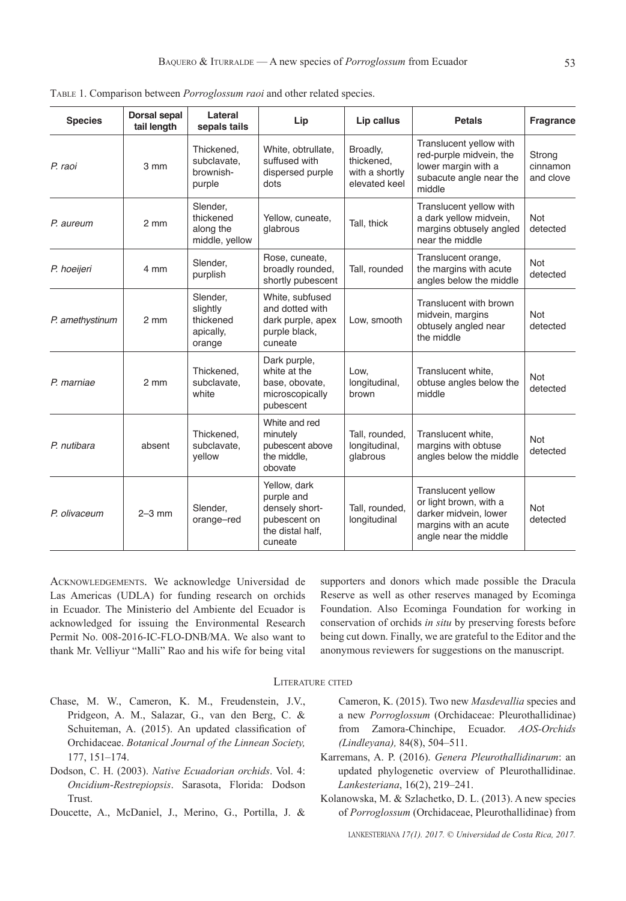TABLE 1. Comparison between *Porroglossum raoi* and other related species.

| Species | Dorsal sepal tail length | Lateral sepals tails | Lip | Lip callus | Petals | Fragrance |
|---|---|---|---|---|---|---|
| *P. raoi* | 3 mm | Thickened, subclavate, brownish-purple | White, obtrullate, suffused with dispersed purple dots | Broadly, thickened, with a shortly elevated keel | Translucent yellow with red-purple midvein, the lower margin with a subacute angle near the middle | Strong cinnamon and clove |
| *P. aureum* | 2 mm | Slender, thickened along the middle, yellow | Yellow, cuneate, glabrous | Tall, thick | Translucent yellow with a dark yellow midvein, margins obtusely angled near the middle | Not detected |
| *P. hoeijeri* | 4 mm | Slender, purplish | Rose, cuneate, broadly rounded, shortly pubescent | Tall, rounded | Translucent orange, the margins with acute angles below the middle | Not detected |
| *P. amethystinum* | 2 mm | Slender, slightly thickened apically, orange | White, subfused and dotted with dark purple, apex purple black, cuneate | Low, smooth | Translucent with brown midvein, margins obtusely angled near the middle | Not detected |
| *P. marniae* | 2 mm | Thickened, subclavate, white | Dark purple, white at the base, obovate, microscopically pubescent | Low, longitudinal, brown | Translucent white, obtuse angles below the middle | Not detected |
| *P. nutibara* | absent | Thickened, subclavate, yellow | White and red minutely pubescent above the middle, obovate | Tall, rounded, longitudinal, glabrous | Translucent white, margins with obtuse angles below the middle | Not detected |
| *P. olivaceum* | 2–3 mm | Slender, orange–red | Yellow, dark purple and densely short-pubescent on the distal half, cuneate | Tall, rounded, longitudinal | Translucent yellow or light brown, with a darker midvein, lower margins with an acute angle near the middle | Not detected |

ACKNOWLEDGEMENTS. We acknowledge Universidad de Las Americas (UDLA) for funding research on orchids in Ecuador. The Ministerio del Ambiente del Ecuador is acknowledged for issuing the Environmental Research Permit No. 008-2016-IC-FLO-DNB/MA. We also want to thank Mr. Velliyur "Malli" Rao and his wife for being vital supporters and donors which made possible the Dracula Reserve as well as other reserves managed by Ecominga Foundation. Also Ecominga Foundation for working in conservation of orchids *in situ* by preserving forests before being cut down. Finally, we are grateful to the Editor and the anonymous reviewers for suggestions on the manuscript.

## LITERATURE CITED

Chase, M. W., Cameron, K. M., Freudenstein, J.V., Pridgeon, A. M., Salazar, G., van den Berg, C. & Schuiteman, A. (2015). An updated classification of Orchidaceae. *Botanical Journal of the Linnean Society,* 177, 151–174.

Dodson, C. H. (2003). *Native Ecuadorian orchids*. Vol. 4: *Oncidium-Restrepiopsis*. Sarasota, Florida: Dodson Trust.

Doucette, A., McDaniel, J., Merino, G., Portilla, J. & Cameron, K. (2015). Two new *Masdevallia* species and a new *Porroglossum* (Orchidaceae: Pleurothallidinae) from Zamora-Chinchipe, Ecuador. *AOS-Orchids (Lindleyana),* 84(8), 504–511.

Karremans, A. P. (2016). *Genera Pleurothallidinarum*: an updated phylogenetic overview of Pleurothallidinae. *Lankesteriana*, 16(2), 219–241.

Kolanowska, M. & Szlachetko, D. L. (2013). A new species of *Porroglossum* (Orchidaceae, Pleurothallidinae) from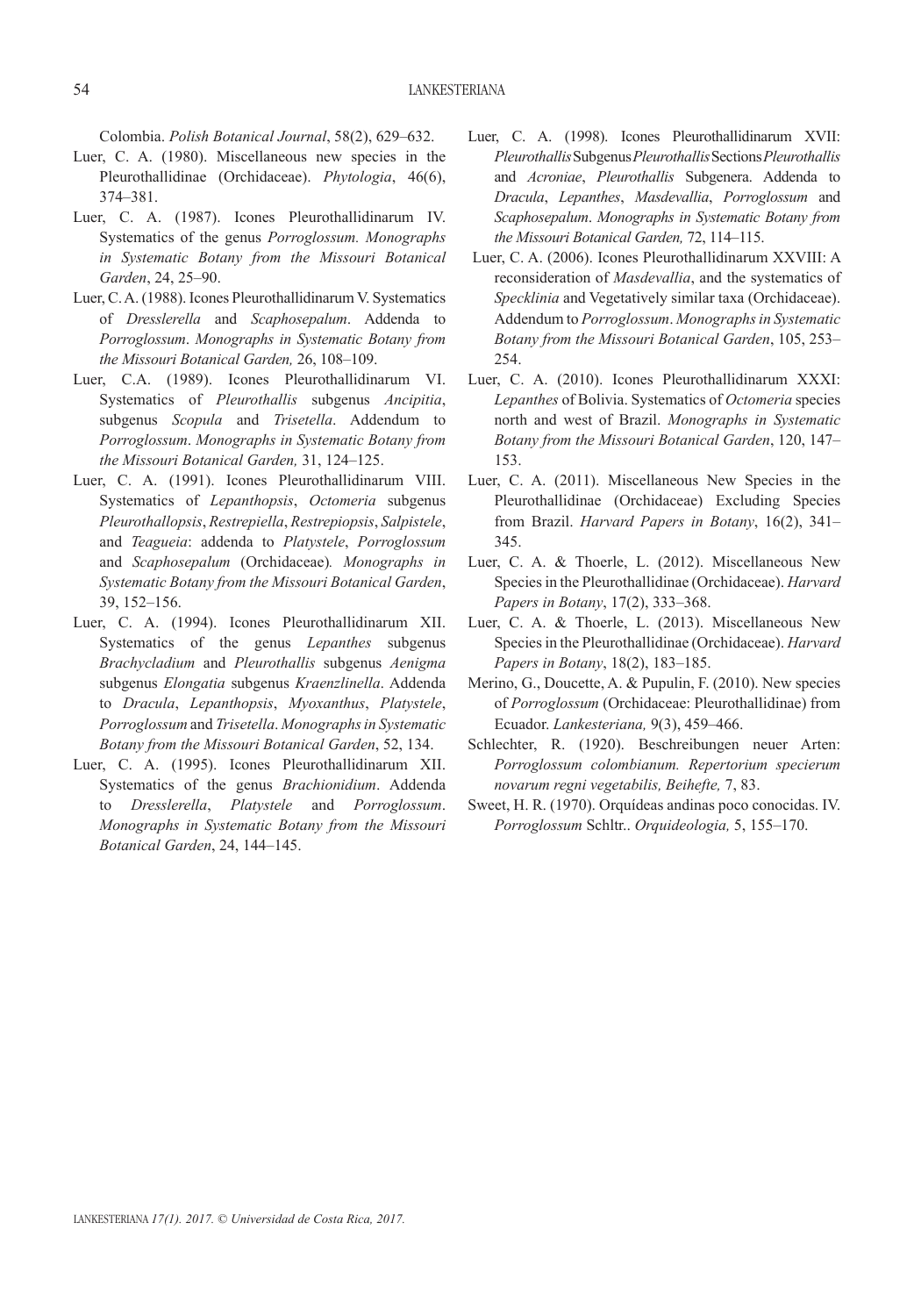Colombia. *Polish Botanical Journal*, 58(2), 629–632.

Luer, C. A. (1980). Miscellaneous new species in the Pleurothallidinae (Orchidaceae). *Phytologia*, 46(6), 374–381.

Luer, C. A. (1987). Icones Pleurothallidinarum IV. Systematics of the genus *Porroglossum. Monographs in Systematic Botany from the Missouri Botanical Garden*, 24, 25–90.

Luer, C. A. (1988). Icones Pleurothallidinarum V. Systematics of *Dresslerella* and *Scaphosepalum*. Addenda to *Porroglossum*. *Monographs in Systematic Botany from the Missouri Botanical Garden,* 26, 108–109.

Luer, C.A. (1989). Icones Pleurothallidinarum VI. Systematics of *Pleurothallis* subgenus *Ancipitia*, subgenus *Scopula* and *Trisetella*. Addendum to *Porroglossum*. *Monographs in Systematic Botany from the Missouri Botanical Garden,* 31, 124–125.

Luer, C. A. (1991). Icones Pleurothallidinarum VIII. Systematics of *Lepanthopsis*, *Octomeria* subgenus *Pleurothallopsis*, *Restrepiella*, *Restrepiopsis*, *Salpistele*, and *Teagueia*: addenda to *Platystele*, *Porroglossum* and *Scaphosepalum* (Orchidaceae)*. Monographs in Systematic Botany from the Missouri Botanical Garden*, 39, 152–156.

Luer, C. A. (1994). Icones Pleurothallidinarum XII. Systematics of the genus *Lepanthes* subgenus *Brachycladium* and *Pleurothallis* subgenus *Aenigma* subgenus *Elongatia* subgenus *Kraenzlinella*. Addenda to *Dracula*, *Lepanthopsis*, *Myoxanthus*, *Platystele*, *Porroglossum* and *Trisetella*. *Monographs in Systematic Botany from the Missouri Botanical Garden*, 52, 134.

Luer, C. A. (1995). Icones Pleurothallidinarum XII. Systematics of the genus *Brachionidium*. Addenda to *Dresslerella*, *Platystele* and *Porroglossum*. *Monographs in Systematic Botany from the Missouri Botanical Garden*, 24, 144–145.

Luer, C. A. (1998). Icones Pleurothallidinarum XVII: *Pleurothallis* Subgenus *Pleurothallis* Sections *Pleurothallis* and *Acroniae*, *Pleurothallis* Subgenera. Addenda to *Dracula*, *Lepanthes*, *Masdevallia*, *Porroglossum* and *Scaphosepalum*. *Monographs in Systematic Botany from the Missouri Botanical Garden,* 72, 114–115.

Luer, C. A. (2006). Icones Pleurothallidinarum XXVIII: A reconsideration of *Masdevallia*, and the systematics of *Specklinia* and Vegetatively similar taxa (Orchidaceae). Addendum to *Porroglossum*. *Monographs in Systematic Botany from the Missouri Botanical Garden*, 105, 253–254.

Luer, C. A. (2010). Icones Pleurothallidinarum XXXI: *Lepanthes* of Bolivia. Systematics of *Octomeria* species north and west of Brazil. *Monographs in Systematic Botany from the Missouri Botanical Garden*, 120, 147–153.

Luer, C. A. (2011). Miscellaneous New Species in the Pleurothallidinae (Orchidaceae) Excluding Species from Brazil. *Harvard Papers in Botany*, 16(2), 341–345.

Luer, C. A. & Thoerle, L. (2012). Miscellaneous New Species in the Pleurothallidinae (Orchidaceae). *Harvard Papers in Botany*, 17(2), 333–368.

Luer, C. A. & Thoerle, L. (2013). Miscellaneous New Species in the Pleurothallidinae (Orchidaceae). *Harvard Papers in Botany*, 18(2), 183–185.

Merino, G., Doucette, A. & Pupulin, F. (2010). New species of *Porroglossum* (Orchidaceae: Pleurothallidinae) from Ecuador. *Lankesteriana,* 9(3), 459–466.

Schlechter, R. (1920). Beschreibungen neuer Arten: *Porroglossum colombianum. Repertorium specierum novarum regni vegetabilis, Beihefte,* 7, 83.

Sweet, H. R. (1970). Orquídeas andinas poco conocidas. IV. *Porroglossum* Schltr.. *Orquideologia,* 5, 155–170.